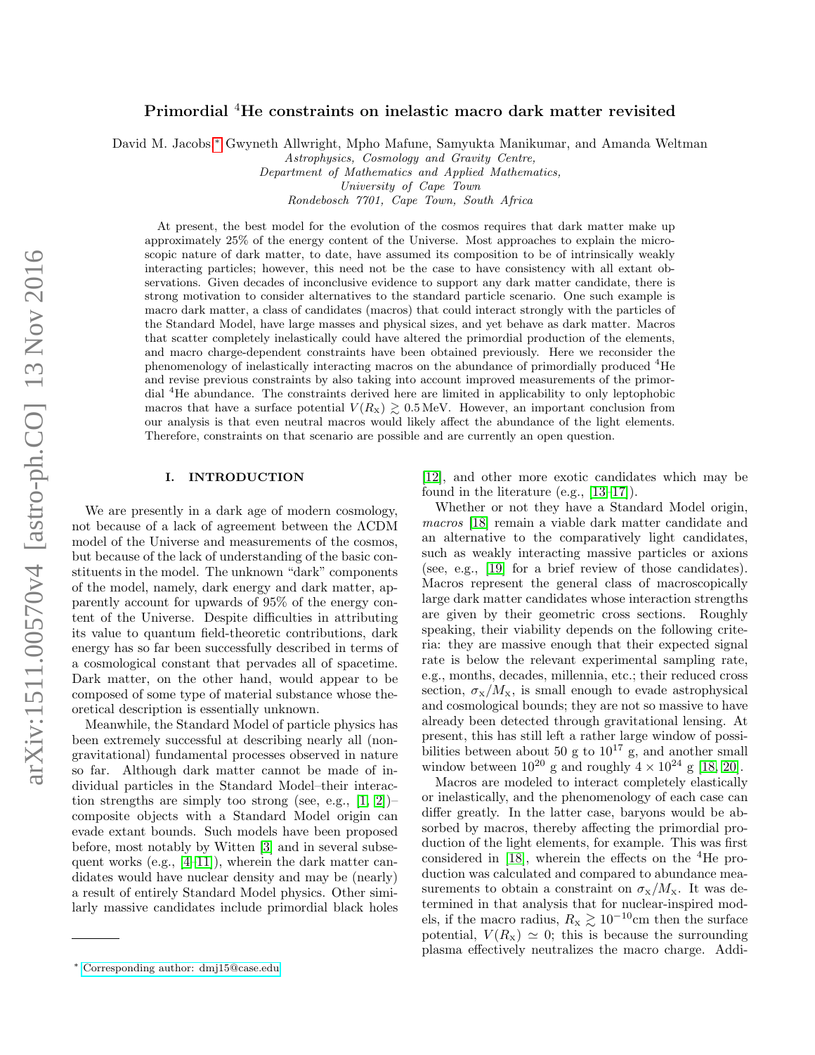# Primordial $^4$He constraints on inelastic macro dark matter revisited

David M. Jacobs,* Gwyneth Allwright, Mpho Mafune, Samyukta Manikumar, and Amanda Weltman

*Astrophysics, Cosmology and Gravity Centre,*
*Department of Mathematics and Applied Mathematics,*
*University of Cape Town*
*Rondebosch 7701, Cape Town, South Africa*

At present, the best model for the evolution of the cosmos requires that dark matter make up approximately 25% of the energy content of the Universe. Most approaches to explain the microscopic nature of dark matter, to date, have assumed its composition to be of intrinsically weakly interacting particles; however, this need not be the case to have consistency with all extant observations. Given decades of inconclusive evidence to support any dark matter candidate, there is strong motivation to consider alternatives to the standard particle scenario. One such example is macro dark matter, a class of candidates (macros) that could interact strongly with the particles of the Standard Model, have large masses and physical sizes, and yet behave as dark matter. Macros that scatter completely inelastically could have altered the primordial production of the elements, and macro charge-dependent constraints have been obtained previously. Here we reconsider the phenomenology of inelastically interacting macros on the abundance of primordially produced $^4$He and revise previous constraints by also taking into account improved measurements of the primordial $^4$He abundance. The constraints derived here are limited in applicability to only leptophobic macros that have a surface potential $V(R_{\rm X}) \gtrsim 0.5\,\text{MeV}$. However, an important conclusion from our analysis is that even neutral macros would likely affect the abundance of the light elements. Therefore, constraints on that scenario are possible and are currently an open question.

## I. INTRODUCTION

We are presently in a dark age of modern cosmology, not because of a lack of agreement between the ΛCDM model of the Universe and measurements of the cosmos, but because of the lack of understanding of the basic constituents in the model. The unknown "dark" components of the model, namely, dark energy and dark matter, apparently account for upwards of 95% of the energy content of the Universe. Despite difficulties in attributing its value to quantum field-theoretic contributions, dark energy has so far been successfully described in terms of a cosmological constant that pervades all of spacetime. Dark matter, on the other hand, would appear to be composed of some type of material substance whose theoretical description is essentially unknown.

Meanwhile, the Standard Model of particle physics has been extremely successful at describing nearly all (non-gravitational) fundamental processes observed in nature so far. Although dark matter cannot be made of individual particles in the Standard Model–their interaction strengths are simply too strong (see, e.g., [1, 2])–composite objects with a Standard Model origin can evade extant bounds. Such models have been proposed before, most notably by Witten [3] and in several subsequent works (e.g., [4–11]), wherein the dark matter candidates would have nuclear density and may be (nearly) a result of entirely Standard Model physics. Other similarly massive candidates include primordial black holes [12], and other more exotic candidates which may be found in the literature (e.g., [13–17]).

Whether or not they have a Standard Model origin, *macros* [18] remain a viable dark matter candidate and an alternative to the comparatively light candidates, such as weakly interacting massive particles or axions (see, e.g., [19] for a brief review of those candidates). Macros represent the general class of macroscopically large dark matter candidates whose interaction strengths are given by their geometric cross sections. Roughly speaking, their viability depends on the following criteria: they are massive enough that their expected signal rate is below the relevant experimental sampling rate, e.g., months, decades, millennia, etc.; their reduced cross section, $\sigma_{\rm X}/M_{\rm X}$, is small enough to evade astrophysical and cosmological bounds; they are not so massive to have already been detected through gravitational lensing. At present, this has still left a rather large window of possibilities between about 50 g to $10^{17}$ g, and another small window between $10^{20}$ g and roughly $4 \times 10^{24}$ g [18, 20].

Macros are modeled to interact completely elastically or inelastically, and the phenomenology of each case can differ greatly. In the latter case, baryons would be absorbed by macros, thereby affecting the primordial production of the light elements, for example. This was first considered in [18], wherein the effects on the $^4$He production was calculated and compared to abundance measurements to obtain a constraint on $\sigma_{\rm X}/M_{\rm X}$. It was determined in that analysis that for nuclear-inspired models, if the macro radius, $R_{\rm X} \gtrsim 10^{-10}$cm then the surface potential, $V(R_{\rm X}) \simeq 0$; this is because the surrounding plasma effectively neutralizes the macro charge. Addi-

* Corresponding author: dmj15@case.edu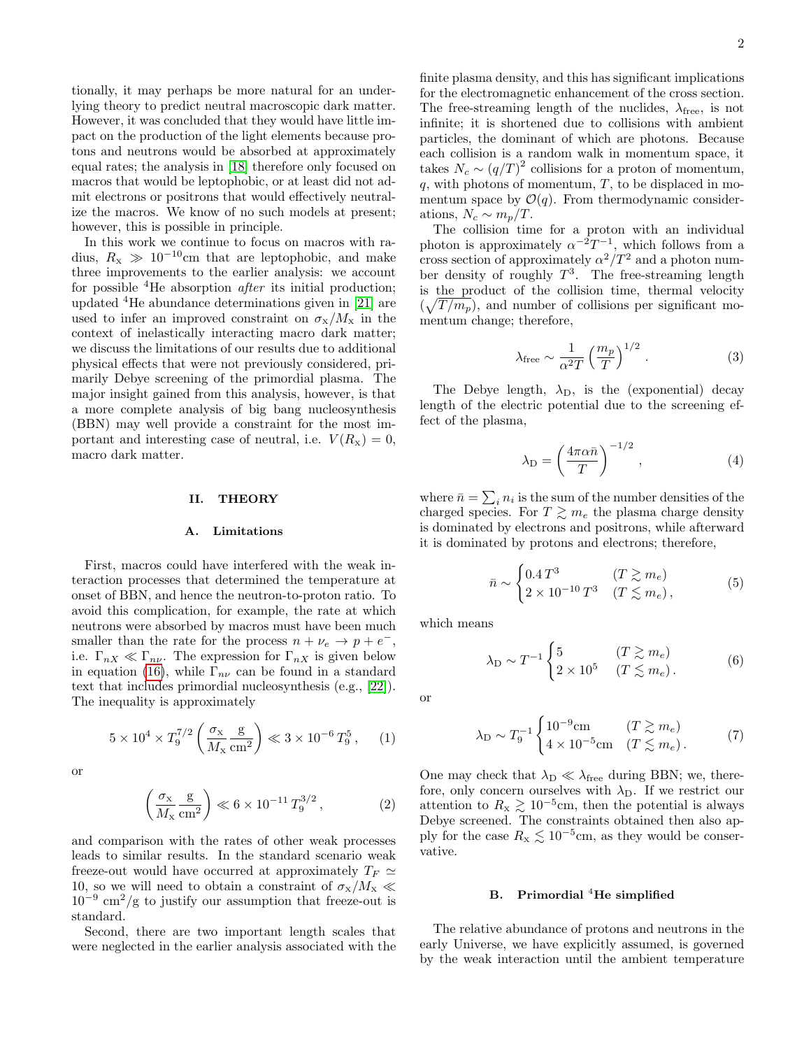tionally, it may perhaps be more natural for an underlying theory to predict neutral macroscopic dark matter. However, it was concluded that they would have little impact on the production of the light elements because protons and neutrons would be absorbed at approximately equal rates; the analysis in [18] therefore only focused on macros that would be leptophobic, or at least did not admit electrons or positrons that would effectively neutralize the macros. We know of no such models at present; however, this is possible in principle.

In this work we continue to focus on macros with radius, $R_{\rm X} \gg 10^{-10}$cm that are leptophobic, and make three improvements to the earlier analysis: we account for possible $^4$He absorption *after* its initial production; updated $^4$He abundance determinations given in [21] are used to infer an improved constraint on $\sigma_{\rm X}/M_{\rm X}$ in the context of inelastically interacting macro dark matter; we discuss the limitations of our results due to additional physical effects that were not previously considered, primarily Debye screening of the primordial plasma. The major insight gained from this analysis, however, is that a more complete analysis of big bang nucleosynthesis (BBN) may well provide a constraint for the most important and interesting case of neutral, i.e. $V(R_{\rm X}) = 0$, macro dark matter.

## II. THEORY

### A. Limitations

First, macros could have interfered with the weak interaction processes that determined the temperature at onset of BBN, and hence the neutron-to-proton ratio. To avoid this complication, for example, the rate at which neutrons were absorbed by macros must have been much smaller than the rate for the process $n + \nu_e \to p + e^-$, i.e. $\Gamma_{nX} \ll \Gamma_{n\nu}$. The expression for $\Gamma_{nX}$ is given below in equation (16), while $\Gamma_{n\nu}$ can be found in a standard text that includes primordial nucleosynthesis (e.g., [22]). The inequality is approximately

$$5 \times 10^4 \times T_9^{7/2} \left( \frac{\sigma_{\rm X}}{M_{\rm X}} \frac{\rm g}{\rm cm^2} \right) \ll 3 \times 10^{-6}\, T_9^5 \,, \qquad (1)$$

or

$$\left( \frac{\sigma_{\rm X}}{M_{\rm X}} \frac{\rm g}{\rm cm^2} \right) \ll 6 \times 10^{-11}\, T_9^{3/2} \,, \qquad (2)$$

and comparison with the rates of other weak processes leads to similar results. In the standard scenario weak freeze-out would have occurred at approximately $T_F \simeq 10$, so we will need to obtain a constraint of $\sigma_{\rm X}/M_{\rm X} \ll 10^{-9}$ cm$^2$/g to justify our assumption that freeze-out is standard.

Second, there are two important length scales that were neglected in the earlier analysis associated with the finite plasma density, and this has significant implications for the electromagnetic enhancement of the cross section. The free-streaming length of the nuclides, $\lambda_{\rm free}$, is not infinite; it is shortened due to collisions with ambient particles, the dominant of which are photons. Because each collision is a random walk in momentum space, it takes $N_c \sim (q/T)^2$ collisions for a proton of momentum, $q$, with photons of momentum, $T$, to be displaced in momentum space by $\mathcal{O}(q)$. From thermodynamic considerations, $N_c \sim m_p/T$.

The collision time for a proton with an individual photon is approximately $\alpha^{-2} T^{-1}$, which follows from a cross section of approximately $\alpha^2/T^2$ and a photon number density of roughly $T^3$. The free-streaming length is the product of the collision time, thermal velocity ($\sqrt{T/m_p}$), and number of collisions per significant momentum change; therefore,

$$\lambda_{\rm free} \sim \frac{1}{\alpha^2 T} \left( \frac{m_p}{T} \right)^{1/2} . \qquad (3)$$

The Debye length, $\lambda_{\rm D}$, is the (exponential) decay length of the electric potential due to the screening effect of the plasma,

$$\lambda_{\rm D} = \left( \frac{4\pi\alpha\bar{n}}{T} \right)^{-1/2} , \qquad (4)$$

where $\bar{n} = \sum_i n_i$ is the sum of the number densities of the charged species. For $T \gtrsim m_e$ the plasma charge density is dominated by electrons and positrons, while afterward it is dominated by protons and electrons; therefore,

$$\bar{n} \sim \begin{cases} 0.4\, T^3 & (T \gtrsim m_e) \\ 2 \times 10^{-10}\, T^3 & (T \lesssim m_e) \,, \end{cases} \qquad (5)$$

which means

$$\lambda_{\rm D} \sim T^{-1} \begin{cases} 5 & (T \gtrsim m_e) \\ 2 \times 10^5 & (T \lesssim m_e) \,. \end{cases} \qquad (6)$$

or

$$\lambda_{\rm D} \sim T_9^{-1} \begin{cases} 10^{-9}{\rm cm} & (T \gtrsim m_e) \\ 4 \times 10^{-5}{\rm cm} & (T \lesssim m_e) \,. \end{cases} \qquad (7)$$

One may check that $\lambda_{\rm D} \ll \lambda_{\rm free}$ during BBN; we, therefore, only concern ourselves with $\lambda_{\rm D}$. If we restrict our attention to $R_{\rm X} \gtrsim 10^{-5}$cm, then the potential is always Debye screened. The constraints obtained then also apply for the case $R_{\rm X} \lesssim 10^{-5}$cm, as they would be conservative.

### B. Primordial $^4$He simplified

The relative abundance of protons and neutrons in the early Universe, we have explicitly assumed, is governed by the weak interaction until the ambient temperature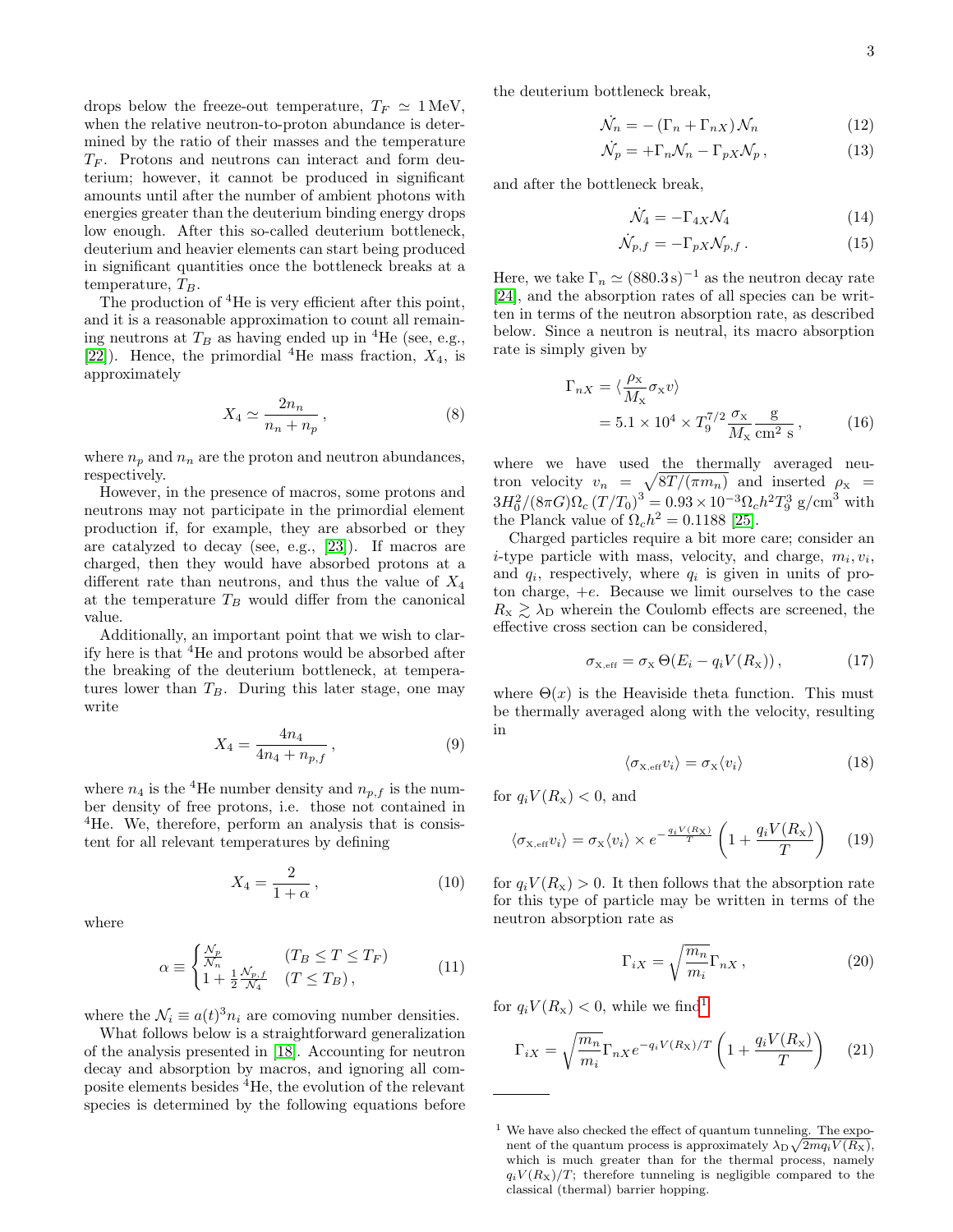drops below the freeze-out temperature, $T_F \simeq 1\,\mathrm{MeV}$, when the relative neutron-to-proton abundance is determined by the ratio of their masses and the temperature $T_F$. Protons and neutrons can interact and form deuterium; however, it cannot be produced in significant amounts until after the number of ambient photons with energies greater than the deuterium binding energy drops low enough. After this so-called deuterium bottleneck, deuterium and heavier elements can start being produced in significant quantities once the bottleneck breaks at a temperature, $T_B$.

The production of $^4$He is very efficient after this point, and it is a reasonable approximation to count all remaining neutrons at $T_B$ as having ended up in $^4$He (see, e.g., [22]). Hence, the primordial $^4$He mass fraction, $X_4$, is approximately

$$X_4 \simeq \frac{2n_n}{n_n + n_p}\,, \tag{8}$$

where $n_p$ and $n_n$ are the proton and neutron abundances, respectively.

However, in the presence of macros, some protons and neutrons may not participate in the primordial element production if, for example, they are absorbed or they are catalyzed to decay (see, e.g., [23]). If macros are charged, then they would have absorbed protons at a different rate than neutrons, and thus the value of $X_4$ at the temperature $T_B$ would differ from the canonical value.

Additionally, an important point that we wish to clarify here is that $^4$He and protons would be absorbed after the breaking of the deuterium bottleneck, at temperatures lower than $T_B$. During this later stage, one may write

$$X_4 = \frac{4n_4}{4n_4 + n_{p,f}}\,, \tag{9}$$

where $n_4$ is the $^4$He number density and $n_{p,f}$ is the number density of free protons, i.e. those not contained in $^4$He. We, therefore, perform an analysis that is consistent for all relevant temperatures by defining

$$X_4 = \frac{2}{1+\alpha}\,, \tag{10}$$

where

$$\alpha \equiv \begin{cases} \frac{\mathcal{N}_p}{\mathcal{N}_n} & (T_B \leq T \leq T_F) \\ 1 + \frac{1}{2}\frac{\mathcal{N}_{p,f}}{\mathcal{N}_4} & (T \leq T_B)\,, \end{cases} \tag{11}$$

where the $\mathcal{N}_i \equiv a(t)^3 n_i$ are comoving number densities.

What follows below is a straightforward generalization of the analysis presented in [18]. Accounting for neutron decay and absorption by macros, and ignoring all composite elements besides $^4$He, the evolution of the relevant species is determined by the following equations before the deuterium bottleneck break,

$$\dot{\mathcal{N}_n} = -\left(\Gamma_n + \Gamma_{nX}\right)\mathcal{N}_n \tag{12}$$

$$\dot{\mathcal{N}_p} = +\Gamma_n \mathcal{N}_n - \Gamma_{pX}\mathcal{N}_p\,, \tag{13}$$

and after the bottleneck break,

$$\dot{\mathcal{N}_4} = -\Gamma_{4X}\mathcal{N}_4 \tag{14}$$

$$\dot{\mathcal{N}}_{p,f} = -\Gamma_{pX}\mathcal{N}_{p,f}\,. \tag{15}$$

Here, we take $\Gamma_n \simeq (880.3\,\mathrm{s})^{-1}$ as the neutron decay rate [24], and the absorption rates of all species can be written in terms of the neutron absorption rate, as described below. Since a neutron is neutral, its macro absorption rate is simply given by

$$\begin{aligned}\Gamma_{nX} &= \langle \frac{\rho_{\mathrm{X}}}{M_{\mathrm{X}}}\sigma_{\mathrm{X}} v\rangle \\ &= 5.1\times 10^4 \times T_9^{7/2}\,\frac{\sigma_{\mathrm{X}}}{M_{\mathrm{X}}}\frac{\mathrm{g}}{\mathrm{cm}^2\,\mathrm{s}}\,,\end{aligned} \tag{16}$$

where we have used the thermally averaged neutron velocity $v_n = \sqrt{8T/(\pi m_n)}$ and inserted $\rho_{\mathrm{X}} = 3H_0^2/(8\pi G)\Omega_c\,(T/T_0)^3 = 0.93\times 10^{-3}\Omega_c h^2 T_9^3\ \mathrm{g/cm^3}$ with the Planck value of $\Omega_c h^2 = 0.1188$ [25].

Charged particles require a bit more care; consider an $i$-type particle with mass, velocity, and charge, $m_i, v_i$, and $q_i$, respectively, where $q_i$ is given in units of proton charge, $+e$. Because we limit ourselves to the case $R_{\mathrm{X}} \gtrsim \lambda_{\mathrm{D}}$ wherein the Coulomb effects are screened, the effective cross section can be considered,

$$\sigma_{\mathrm{X,eff}} = \sigma_{\mathrm{X}}\,\Theta(E_i - q_i V(R_{\mathrm{X}}))\,, \tag{17}$$

where $\Theta(x)$ is the Heaviside theta function. This must be thermally averaged along with the velocity, resulting in

$$\langle \sigma_{\mathrm{X,eff}} v_i\rangle = \sigma_{\mathrm{X}}\langle v_i\rangle \tag{18}$$

for $q_i V(R_{\mathrm{X}}) < 0$, and

$$\langle \sigma_{\mathrm{X,eff}} v_i\rangle = \sigma_{\mathrm{X}}\langle v_i\rangle \times e^{-\frac{q_i V(R_{\mathrm{X}})}{T}}\left(1 + \frac{q_i V(R_{\mathrm{X}})}{T}\right) \tag{19}$$

for $q_i V(R_{\mathrm{X}}) > 0$. It then follows that the absorption rate for this type of particle may be written in terms of the neutron absorption rate as

$$\Gamma_{iX} = \sqrt{\frac{m_n}{m_i}}\Gamma_{nX}\,, \tag{20}$$

for $q_i V(R_{\mathrm{X}}) < 0$, while we find[1]

$$\Gamma_{iX} = \sqrt{\frac{m_n}{m_i}}\Gamma_{nX} e^{-q_i V(R_{\mathrm{X}})/T}\left(1 + \frac{q_i V(R_{\mathrm{X}})}{T}\right) \tag{21}$$

[1] We have also checked the effect of quantum tunneling. The exponent of the quantum process is approximately $\lambda_{\mathrm{D}}\sqrt{2mq_iV(R_{\mathrm{X}})}$, which is much greater than for the thermal process, namely $q_i V(R_{\mathrm{X}})/T$; therefore tunneling is negligible compared to the classical (thermal) barrier hopping.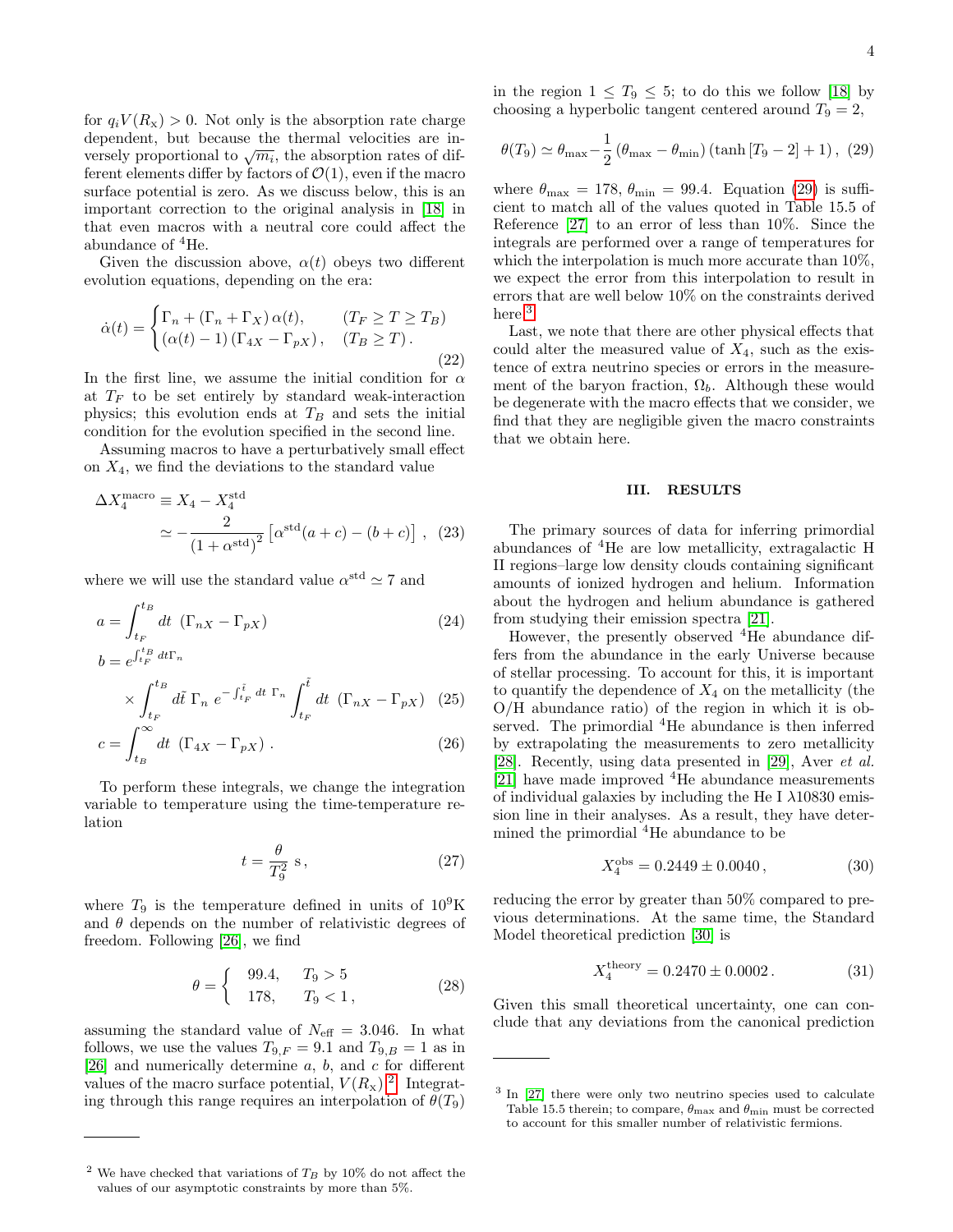for $q_i V(R_X) > 0$. Not only is the absorption rate charge dependent, but because the thermal velocities are inversely proportional to $\sqrt{m_i}$, the absorption rates of different elements differ by factors of $\mathcal{O}(1)$, even if the macro surface potential is zero. As we discuss below, this is an important correction to the original analysis in [18] in that even macros with a neutral core could affect the abundance of $^4$He.

Given the discussion above, $\alpha(t)$ obeys two different evolution equations, depending on the era:

$$\dot{\alpha}(t) = \begin{cases} \Gamma_n + (\Gamma_n + \Gamma_X)\,\alpha(t), & (T_F \geq T \geq T_B) \\ (\alpha(t) - 1)\,(\Gamma_{4X} - \Gamma_{pX})\,, & (T_B \geq T)\,. \end{cases} \tag{22}$$

In the first line, we assume the initial condition for $\alpha$ at $T_F$ to be set entirely by standard weak-interaction physics; this evolution ends at $T_B$ and sets the initial condition for the evolution specified in the second line.

Assuming macros to have a perturbatively small effect on $X_4$, we find the deviations to the standard value

$$\begin{aligned} \Delta X_4^{\rm macro} &\equiv X_4 - X_4^{\rm std} \\ &\simeq -\frac{2}{(1+\alpha^{\rm std})^2}\left[\alpha^{\rm std}(a+c) - (b+c)\right]\,, \end{aligned} \tag{23}$$

where we will use the standard value $\alpha^{\rm std} \simeq 7$ and

$$a = \int_{t_F}^{t_B} dt\ \left(\Gamma_{nX} - \Gamma_{pX}\right) \tag{24}$$

$$b = e^{\int_{t_F}^{t_B} dt \Gamma_n} \times \int_{t_F}^{t_B} d\tilde{t}\ \Gamma_n\ e^{-\int_{t_F}^{\tilde{t}} dt\ \Gamma_n} \int_{t_F}^{\tilde{t}} dt\ \left(\Gamma_{nX} - \Gamma_{pX}\right) \tag{25}$$

$$c = \int_{t_B}^{\infty} dt\ \left(\Gamma_{4X} - \Gamma_{pX}\right)\,. \tag{26}$$

To perform these integrals, we change the integration variable to temperature using the time-temperature relation

$$t = \frac{\theta}{T_9^2}\ {\rm s}\,, \tag{27}$$

where $T_9$ is the temperature defined in units of $10^9$K and $\theta$ depends on the number of relativistic degrees of freedom. Following [26], we find

$$\theta = \begin{cases} 99.4, & T_9 > 5 \\ 178, & T_9 < 1\,, \end{cases} \tag{28}$$

assuming the standard value of $N_{\rm eff} = 3.046$. In what follows, we use the values $T_{9,F} = 9.1$ and $T_{9,B} = 1$ as in [26] and numerically determine $a$, $b$, and $c$ for different values of the macro surface potential, $V(R_X)$.[2] Integrating through this range requires an interpolation of $\theta(T_9)$ in the region $1 \leq T_9 \leq 5$; to do this we follow [18] by choosing a hyperbolic tangent centered around $T_9 = 2$,

$$\theta(T_9) \simeq \theta_{\rm max} - \frac{1}{2}\left(\theta_{\rm max} - \theta_{\rm min}\right)\left(\tanh\left[T_9 - 2\right] + 1\right), \tag{29}$$

where $\theta_{\rm max} = 178$, $\theta_{\rm min} = 99.4$. Equation (29) is sufficient to match all of the values quoted in Table 15.5 of Reference [27] to an error of less than 10%. Since the integrals are performed over a range of temperatures for which the interpolation is much more accurate than 10%, we expect the error from this interpolation to result in errors that are well below 10% on the constraints derived here.[3]

Last, we note that there are other physical effects that could alter the measured value of $X_4$, such as the existence of extra neutrino species or errors in the measurement of the baryon fraction, $\Omega_b$. Although these would be degenerate with the macro effects that we consider, we find that they are negligible given the macro constraints that we obtain here.

## III. RESULTS

The primary sources of data for inferring primordial abundances of $^4$He are low metallicity, extragalactic H II regions–large low density clouds containing significant amounts of ionized hydrogen and helium. Information about the hydrogen and helium abundance is gathered from studying their emission spectra [21].

However, the presently observed $^4$He abundance differs from the abundance in the early Universe because of stellar processing. To account for this, it is important to quantify the dependence of $X_4$ on the metallicity (the O/H abundance ratio) of the region in which it is observed. The primordial $^4$He abundance is then inferred by extrapolating the measurements to zero metallicity [28]. Recently, using data presented in [29], Aver *et al.* [21] have made improved $^4$He abundance measurements of individual galaxies by including the He I $\lambda$10830 emission line in their analyses. As a result, they have determined the primordial $^4$He abundance to be

$$X_4^{\rm obs} = 0.2449 \pm 0.0040\,, \tag{30}$$

reducing the error by greater than 50% compared to previous determinations. At the same time, the Standard Model theoretical prediction [30] is

$$X_4^{\rm theory} = 0.2470 \pm 0.0002\,. \tag{31}$$

Given this small theoretical uncertainty, one can conclude that any deviations from the canonical prediction

---

[2] We have checked that variations of $T_B$ by 10% do not affect the values of our asymptotic constraints by more than 5%.

[3] In [27] there were only two neutrino species used to calculate Table 15.5 therein; to compare, $\theta_{\rm max}$ and $\theta_{\rm min}$ must be corrected to account for this smaller number of relativistic fermions.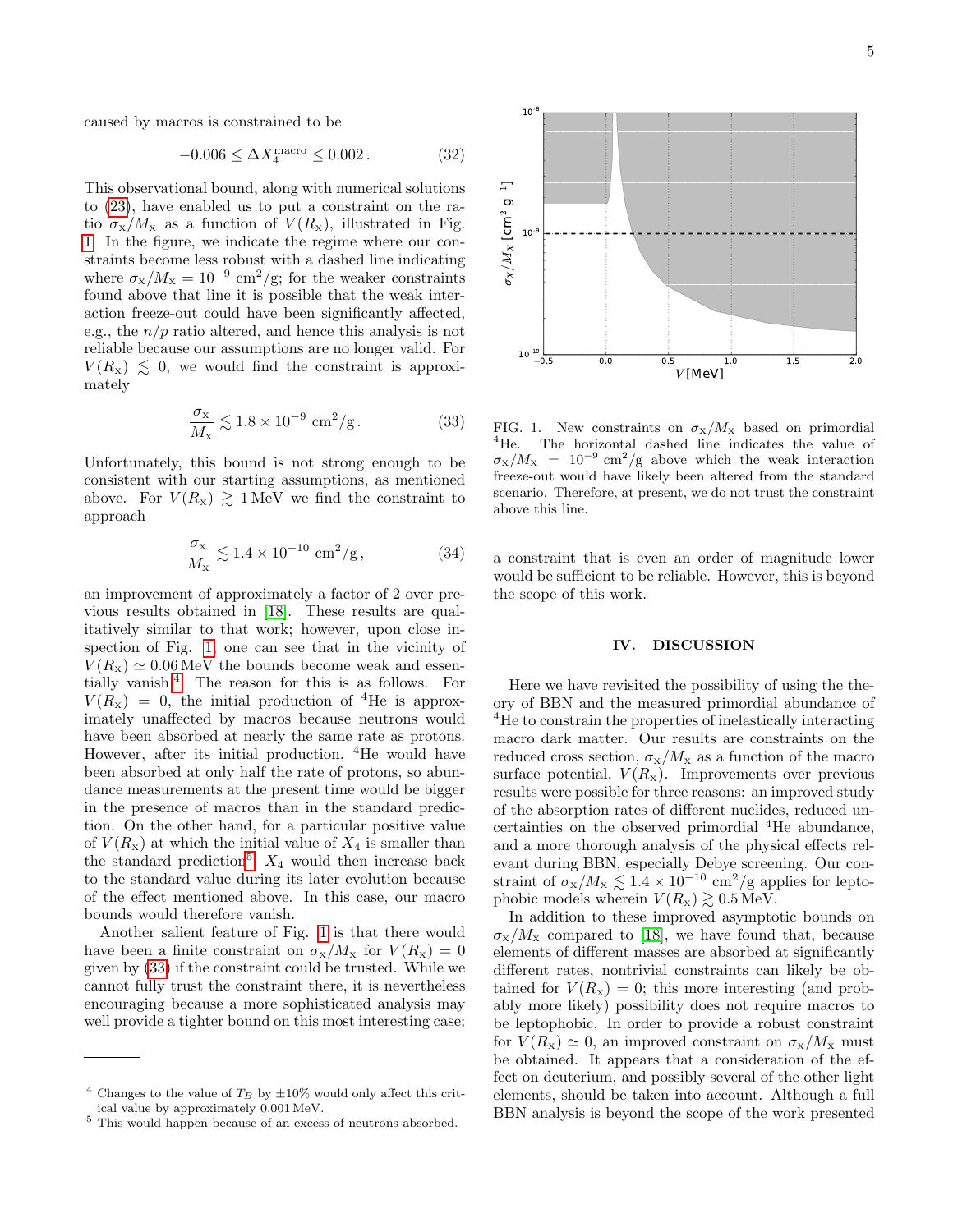caused by macros is constrained to be

$$-0.006 \leq \Delta X_4^{\rm macro} \leq 0.002\,. \qquad (32)$$

This observational bound, along with numerical solutions to (23), have enabled us to put a constraint on the ratio $\sigma_{\rm X}/M_{\rm X}$ as a function of $V(R_{\rm X})$, illustrated in Fig. 1. In the figure, we indicate the regime where our constraints become less robust with a dashed line indicating where $\sigma_{\rm X}/M_{\rm X} = 10^{-9}$ cm$^2$/g; for the weaker constraints found above that line it is possible that the weak interaction freeze-out could have been significantly affected, e.g., the $n/p$ ratio altered, and hence this analysis is not reliable because our assumptions are no longer valid. For $V(R_{\rm X}) \lesssim 0$, we would find the constraint is approximately

$$\frac{\sigma_{\rm X}}{M_{\rm X}} \lesssim 1.8 \times 10^{-9}\ {\rm cm}^2/{\rm g}\,. \qquad (33)$$

Unfortunately, this bound is not strong enough to be consistent with our starting assumptions, as mentioned above. For $V(R_{\rm X}) \gtrsim 1\,{\rm MeV}$ we find the constraint to approach

$$\frac{\sigma_{\rm X}}{M_{\rm X}} \lesssim 1.4 \times 10^{-10}\ {\rm cm}^2/{\rm g}\,, \qquad (34)$$

an improvement of approximately a factor of 2 over previous results obtained in [18]. These results are qualitatively similar to that work; however, upon close inspection of Fig. 1, one can see that in the vicinity of $V(R_{\rm X}) \simeq 0.06\,{\rm MeV}$ the bounds become weak and essentially vanish.[4] The reason for this is as follows. For $V(R_{\rm X}) = 0$, the initial production of $^4$He is approximately unaffected by macros because neutrons would have been absorbed at nearly the same rate as protons. However, after its initial production, $^4$He would have been absorbed at only half the rate of protons, so abundance measurements at the present time would be bigger in the presence of macros than in the standard prediction. On the other hand, for a particular positive value of $V(R_{\rm X})$ at which the initial value of $X_4$ is smaller than the standard prediction[5], $X_4$ would then increase back to the standard value during its later evolution because of the effect mentioned above. In this case, our macro bounds would therefore vanish.

Another salient feature of Fig. 1 is that there would have been a finite constraint on $\sigma_{\rm X}/M_{\rm X}$ for $V(R_{\rm X}) = 0$ given by (33) if the constraint could be trusted. While we cannot fully trust the constraint there, it is nevertheless encouraging because a more sophisticated analysis may well provide a tighter bound on this most interesting case; a constraint that is even an order of magnitude lower would be sufficient to be reliable. However, this is beyond the scope of this work.

FIG. 1. New constraints on $\sigma_{\rm X}/M_{\rm X}$ based on primordial $^4$He. The horizontal dashed line indicates the value of $\sigma_{\rm X}/M_{\rm X} = 10^{-9}$ cm$^2$/g above which the weak interaction freeze-out would have likely been altered from the standard scenario. Therefore, at present, we do not trust the constraint above this line.

## IV. DISCUSSION

Here we have revisited the possibility of using the theory of BBN and the measured primordial abundance of $^4$He to constrain the properties of inelastically interacting macro dark matter. Our results are constraints on the reduced cross section, $\sigma_{\rm X}/M_{\rm X}$ as a function of the macro surface potential, $V(R_{\rm X})$. Improvements over previous results were possible for three reasons: an improved study of the absorption rates of different nuclides, reduced uncertainties on the observed primordial $^4$He abundance, and a more thorough analysis of the physical effects relevant during BBN, especially Debye screening. Our constraint of $\sigma_{\rm X}/M_{\rm X} \lesssim 1.4 \times 10^{-10}$ cm$^2$/g applies for leptophobic models wherein $V(R_{\rm X}) \gtrsim 0.5\,{\rm MeV}$.

In addition to these improved asymptotic bounds on $\sigma_{\rm X}/M_{\rm X}$ compared to [18], we have found that, because elements of different masses are absorbed at significantly different rates, nontrivial constraints can likely be obtained for $V(R_{\rm X}) = 0$; this more interesting (and probably more likely) possibility does not require macros to be leptophobic. In order to provide a robust constraint for $V(R_{\rm X}) \simeq 0$, an improved constraint on $\sigma_{\rm X}/M_{\rm X}$ must be obtained. It appears that a consideration of the effect on deuterium, and possibly several of the other light elements, should be taken into account. Although a full BBN analysis is beyond the scope of the work presented

[4] Changes to the value of $T_B$ by $\pm 10\%$ would only affect this critical value by approximately 0.001 MeV.

[5] This would happen because of an excess of neutrons absorbed.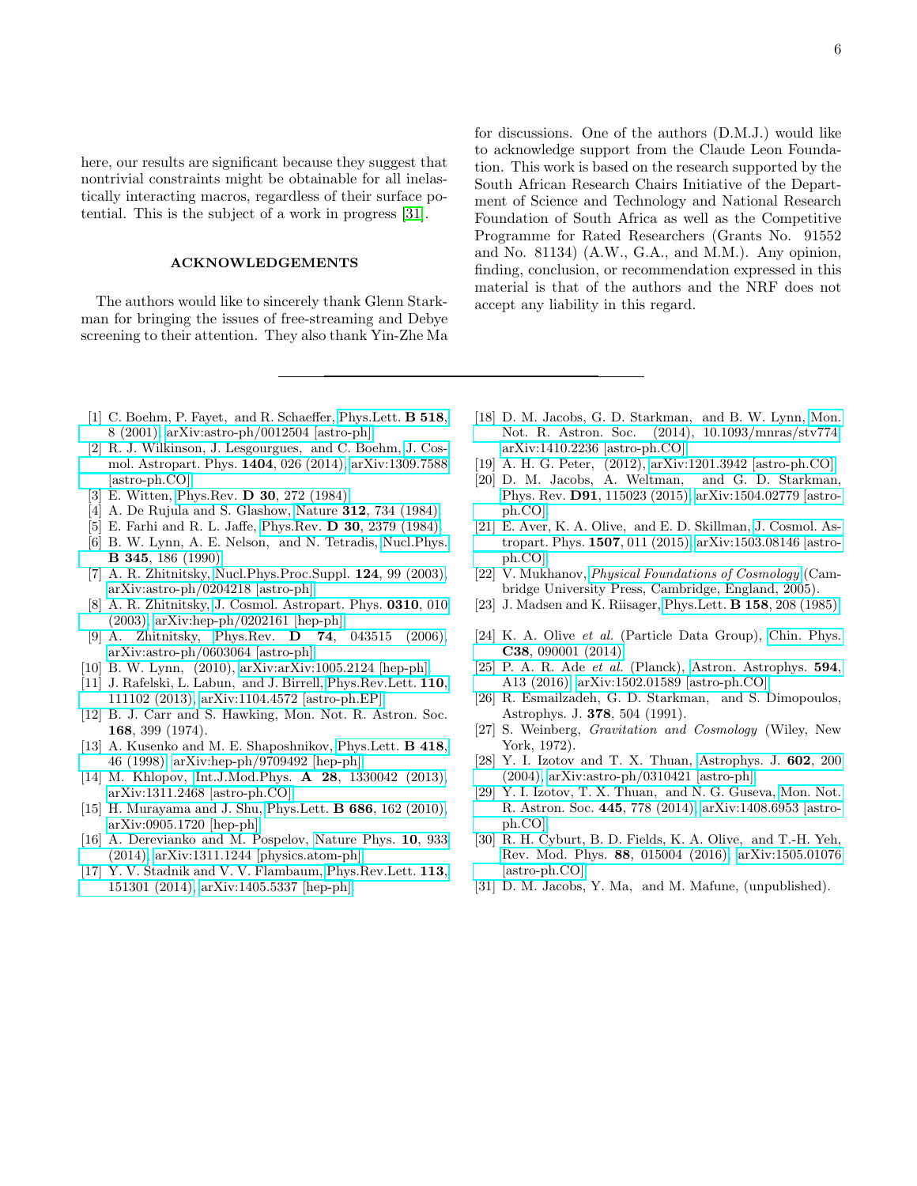here, our results are significant because they suggest that nontrivial constraints might be obtainable for all inelastically interacting macros, regardless of their surface potential. This is the subject of a work in progress [31].

## ACKNOWLEDGEMENTS

The authors would like to sincerely thank Glenn Starkman for bringing the issues of free-streaming and Debye screening to their attention. They also thank Yin-Zhe Ma for discussions. One of the authors (D.M.J.) would like to acknowledge support from the Claude Leon Foundation. This work is based on the research supported by the South African Research Chairs Initiative of the Department of Science and Technology and National Research Foundation of South Africa as well as the Competitive Programme for Rated Researchers (Grants No. 91552 and No. 81134) (A.W., G.A., and M.M.). Any opinion, finding, conclusion, or recommendation expressed in this material is that of the authors and the NRF does not accept any liability in this regard.

---

[1] C. Boehm, P. Fayet, and R. Schaeffer, Phys.Lett. **B 518**, 8 (2001), arXiv:astro-ph/0012504 [astro-ph].

[2] R. J. Wilkinson, J. Lesgourgues, and C. Boehm, J. Cosmol. Astropart. Phys. **1404**, 026 (2014), arXiv:1309.7588 [astro-ph.CO].

[3] E. Witten, Phys.Rev. **D 30**, 272 (1984).

[4] A. De Rujula and S. Glashow, Nature **312**, 734 (1984).

[5] E. Farhi and R. L. Jaffe, Phys.Rev. **D 30**, 2379 (1984).

[6] B. W. Lynn, A. E. Nelson, and N. Tetradis, Nucl.Phys. **B 345**, 186 (1990).

[7] A. R. Zhitnitsky, Nucl.Phys.Proc.Suppl. **124**, 99 (2003), arXiv:astro-ph/0204218 [astro-ph].

[8] A. R. Zhitnitsky, J. Cosmol. Astropart. Phys. **0310**, 010 (2003), arXiv:hep-ph/0202161 [hep-ph].

[9] A. Zhitnitsky, Phys.Rev. **D 74**, 043515 (2006), arXiv:astro-ph/0603064 [astro-ph].

[10] B. W. Lynn, (2010), arXiv:arXiv:1005.2124 [hep-ph].

[11] J. Rafelski, L. Labun, and J. Birrell, Phys.Rev.Lett. **110**, 111102 (2013), arXiv:1104.4572 [astro-ph.EP].

[12] B. J. Carr and S. Hawking, Mon. Not. R. Astron. Soc. **168**, 399 (1974).

[13] A. Kusenko and M. E. Shaposhnikov, Phys.Lett. **B 418**, 46 (1998), arXiv:hep-ph/9709492 [hep-ph].

[14] M. Khlopov, Int.J.Mod.Phys. **A 28**, 1330042 (2013), arXiv:1311.2468 [astro-ph.CO].

[15] H. Murayama and J. Shu, Phys.Lett. **B 686**, 162 (2010), arXiv:0905.1720 [hep-ph].

[16] A. Derevianko and M. Pospelov, Nature Phys. **10**, 933 (2014), arXiv:1311.1244 [physics.atom-ph].

[17] Y. V. Stadnik and V. V. Flambaum, Phys.Rev.Lett. **113**, 151301 (2014), arXiv:1405.5337 [hep-ph].

[18] D. M. Jacobs, G. D. Starkman, and B. W. Lynn, Mon. Not. R. Astron. Soc. (2014), 10.1093/mnras/stv774, arXiv:1410.2236 [astro-ph.CO].

[19] A. H. G. Peter, (2012), arXiv:1201.3942 [astro-ph.CO].

[20] D. M. Jacobs, A. Weltman, and G. D. Starkman, Phys. Rev. **D91**, 115023 (2015), arXiv:1504.02779 [astro-ph.CO].

[21] E. Aver, K. A. Olive, and E. D. Skillman, J. Cosmol. Astropart. Phys. **1507**, 011 (2015), arXiv:1503.08146 [astro-ph.CO].

[22] V. Mukhanov, *Physical Foundations of Cosmology* (Cambridge University Press, Cambridge, England, 2005).

[23] J. Madsen and K. Riisager, Phys.Lett. **B 158**, 208 (1985).

[24] K. A. Olive *et al.* (Particle Data Group), Chin. Phys. **C38**, 090001 (2014).

[25] P. A. R. Ade *et al.* (Planck), Astron. Astrophys. **594**, A13 (2016), arXiv:1502.01589 [astro-ph.CO].

[26] R. Esmailzadeh, G. D. Starkman, and S. Dimopoulos, Astrophys. J. **378**, 504 (1991).

[27] S. Weinberg, *Gravitation and Cosmology* (Wiley, New York, 1972).

[28] Y. I. Izotov and T. X. Thuan, Astrophys. J. **602**, 200 (2004), arXiv:astro-ph/0310421 [astro-ph].

[29] Y. I. Izotov, T. X. Thuan, and N. G. Guseva, Mon. Not. R. Astron. Soc. **445**, 778 (2014), arXiv:1408.6953 [astro-ph.CO].

[30] R. H. Cyburt, B. D. Fields, K. A. Olive, and T.-H. Yeh, Rev. Mod. Phys. **88**, 015004 (2016), arXiv:1505.01076 [astro-ph.CO].

[31] D. M. Jacobs, Y. Ma, and M. Mafune, (unpublished).